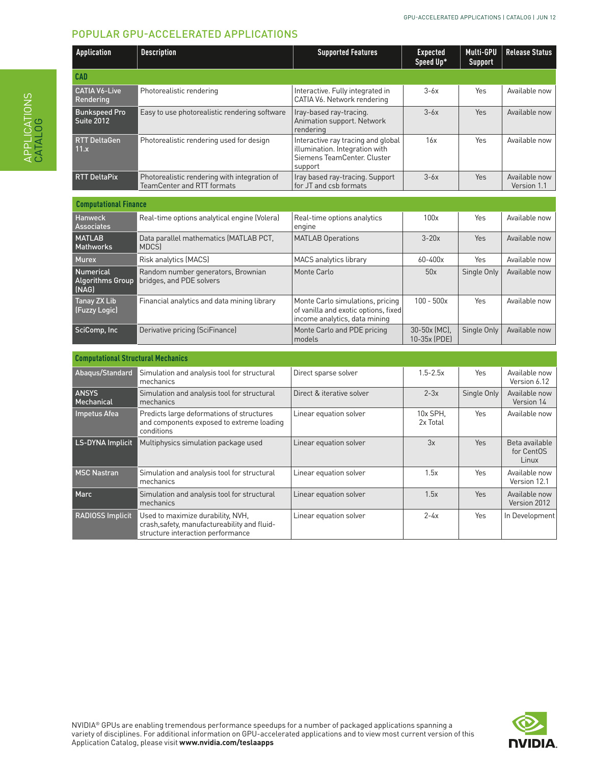## POPULAR GPU-ACCELERATED APPLICATIONS

| Application | Description | Supported Features | Expected Speed Up* | Multi-GPU Support | Release Status |
|---|---|---|---|---|---|
| **CAD** | | | | | |
| CATIA V6-Live Rendering | Photorealistic rendering | Interactive. Fully integrated in CATIA V6. Network rendering | 3-6x | Yes | Available now |
| Bunkspeed Pro Suite 2012 | Easy to use photorealistic rendering software | Iray-based ray-tracing. Animation support. Network rendering | 3-6x | Yes | Available now |
| RTT DeltaGen 11.x | Photorealistic rendering used for design | Interactive ray tracing and global illumination. Integration with Siemens TeamCenter. Cluster support | 16x | Yes | Available now |
| RTT DeltaPix | Photorealistic rendering with integration of TeamCenter and RTT formats | Iray based ray-tracing. Support for JT and csb formats | 3-6x | Yes | Available now Version 1.1 |
| **Computational Finance** | | | | | |
| Hanweck Associates | Real-time options analytical engine (Volera) | Real-time options analytics engine | 100x | Yes | Available now |
| MATLAB Mathworks | Data parallel mathematics (MATLAB PCT, MDCS) | MATLAB Operations | 3-20x | Yes | Available now |
| Murex | Risk analytics (MACS) | MACS analytics library | 60-400x | Yes | Available now |
| Numerical Algorithms Group (NAG) | Random number generators, Brownian bridges, and PDE solvers | Monte Carlo | 50x | Single Only | Available now |
| Tanay ZX Lib (Fuzzy Logic) | Financial analytics and data mining library | Monte Carlo simulations, pricing of vanilla and exotic options, fixed income analytics, data mining | 100 - 500x | Yes | Available now |
| SciComp, Inc | Derivative pricing (SciFinance) | Monte Carlo and PDE pricing models | 30-50x (MC), 10-35x (PDE) | Single Only | Available now |
| **Computational Structural Mechanics** | | | | | |
| Abaqus/Standard | Simulation and analysis tool for structural mechanics | Direct sparse solver | 1.5-2.5x | Yes | Available now Version 6.12 |
| ANSYS Mechanical | Simulation and analysis tool for structural mechanics | Direct & iterative solver | 2-3x | Single Only | Available now Version 14 |
| Impetus Afea | Predicts large deformations of structures and components exposed to extreme loading conditions | Linear equation solver | 10x SPH, 2x Total | Yes | Available now |
| LS-DYNA Implicit | Multiphysics simulation package used | Linear equation solver | 3x | Yes | Beta available for CentOS Linux |
| MSC Nastran | Simulation and analysis tool for structural mechanics | Linear equation solver | 1.5x | Yes | Available now Version 12.1 |
| Marc | Simulation and analysis tool for structural mechanics | Linear equation solver | 1.5x | Yes | Available now Version 2012 |
| RADIOSS Implicit | Used to maximize durability, NVH, crash,safety, manufactureability and fluid-structure interaction performance | Linear equation solver | 2-4x | Yes | In Development |

NVIDIA® GPUs are enabling tremendous performance speedups for a number of packaged applications spanning a variety of disciplines. For additional information on GPU-accelerated applications and to view most current version of this Application Catalog, please visit **www.nvidia.com/teslaapps**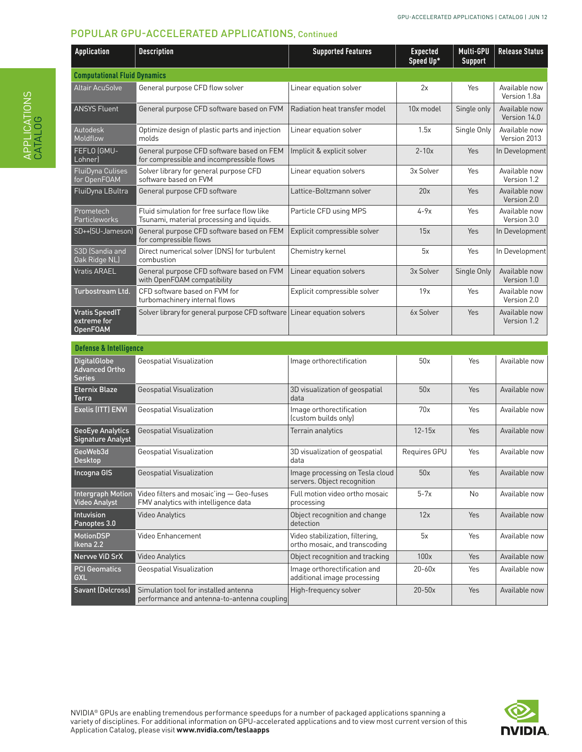## POPULAR GPU-ACCELERATED APPLICATIONS, Continued

| Application | Description | Supported Features | Expected Speed Up* | Multi-GPU Support | Release Status |
|---|---|---|---|---|---|
| **Computational Fluid Dynamics** | | | | | |
| Altair AcuSolve | General purpose CFD flow solver | Linear equation solver | 2x | Yes | Available now Version 1.8a |
| ANSYS Fluent | General purpose CFD software based on FVM | Radiation heat transfer model | 10x model | Single only | Available now Version 14.0 |
| Autodesk Moldflow | Optimize design of plastic parts and injection molds | Linear equation solver | 1.5x | Single Only | Available now Version 2013 |
| FEFLO (GMU-Lohner) | General purpose CFD software based on FEM for compressible and incompressible flows | Implicit & explicit solver | 2-10x | Yes | In Development |
| FluiDyna Culises for OpenFOAM | Solver library for general purpose CFD software based on FVM | Linear equation solvers | 3x Solver | Yes | Available now Version 1.2 |
| FluiDyna LBultra | General purpose CFD software | Lattice-Boltzmann solver | 20x | Yes | Available now Version 2.0 |
| Prometech Particleworks | Fluid simulation for free surface flow like Tsunami, material processing and liquids. | Particle CFD using MPS | 4-9x | Yes | Available now Version 3.0 |
| SD++(SU-Jameson) | General purpose CFD software based on FEM for compressible flows | Explicit compressible solver | 15x | Yes | In Development |
| S3D (Sandia and Oak Ridge NL) | Direct numerical solver (DNS) for turbulent combustion | Chemistry kernel | 5x | Yes | In Development |
| Vratis ARAEL | General purpose CFD software based on FVM with OpenFOAM compatibility | Linear equation solvers | 3x Solver | Single Only | Available now Version 1.0 |
| Turbostream Ltd. | CFD software based on FVM for turbomachinery internal flows | Explicit compressible solver | 19x | Yes | Available now Version 2.0 |
| Vratis SpeedIT extreme for OpenFOAM | Solver library for general purpose CFD software | Linear equation solvers | 6x Solver | Yes | Available now Version 1.2 |

| Application | Description | Supported Features | Expected Speed Up* | Multi-GPU Support | Release Status |
|---|---|---|---|---|---|
| **Defense & Intelligence** | | | | | |
| DigitalGlobe Advanced Ortho Series | Geospatial Visualization | Image orthorectification | 50x | Yes | Available now |
| Eternix Blaze Terra | Geospatial Visualization | 3D visualization of geospatial data | 50x | Yes | Available now |
| Exelis (ITT) ENVI | Geospatial Visualization | Image orthorectification (custom builds only) | 70x | Yes | Available now |
| GeoEye Analytics Signature Analyst | Geospatial Visualization | Terrain analytics | 12-15x | Yes | Available now |
| GeoWeb3d Desktop | Geospatial Visualization | 3D visualization of geospatial data | Requires GPU | Yes | Available now |
| Incogna GIS | Geospatial Visualization | Image processing on Tesla cloud servers. Object recognition | 50x | Yes | Available now |
| Intergraph Motion Video Analyst | Video filters and mosaic'ing — Geo-fuses FMV analytics with intelligence data | Full motion video ortho mosaic processing | 5-7x | No | Available now |
| Intuvision Panoptes 3.0 | Video Analytics | Object recognition and change detection | 12x | Yes | Available now |
| MotionDSP Ikena 2.2 | Video Enhancement | Video stabilization, filtering, ortho mosaic, and transcoding | 5x | Yes | Available now |
| Nervve ViD SrX | Video Analytics | Object recognition and tracking | 100x | Yes | Available now |
| PCI Geomatics GXL | Geospatial Visualization | Image orthorectification and additional image processing | 20-60x | Yes | Available now |
| Savant (Delcross) | Simulation tool for installed antenna performance and antenna-to-antenna coupling | High-frequency solver | 20-50x | Yes | Available now |

NVIDIA® GPUs are enabling tremendous performance speedups for a number of packaged applications spanning a variety of disciplines. For additional information on GPU-accelerated applications and to view most current version of this Application Catalog, please visit **www.nvidia.com/teslaapps**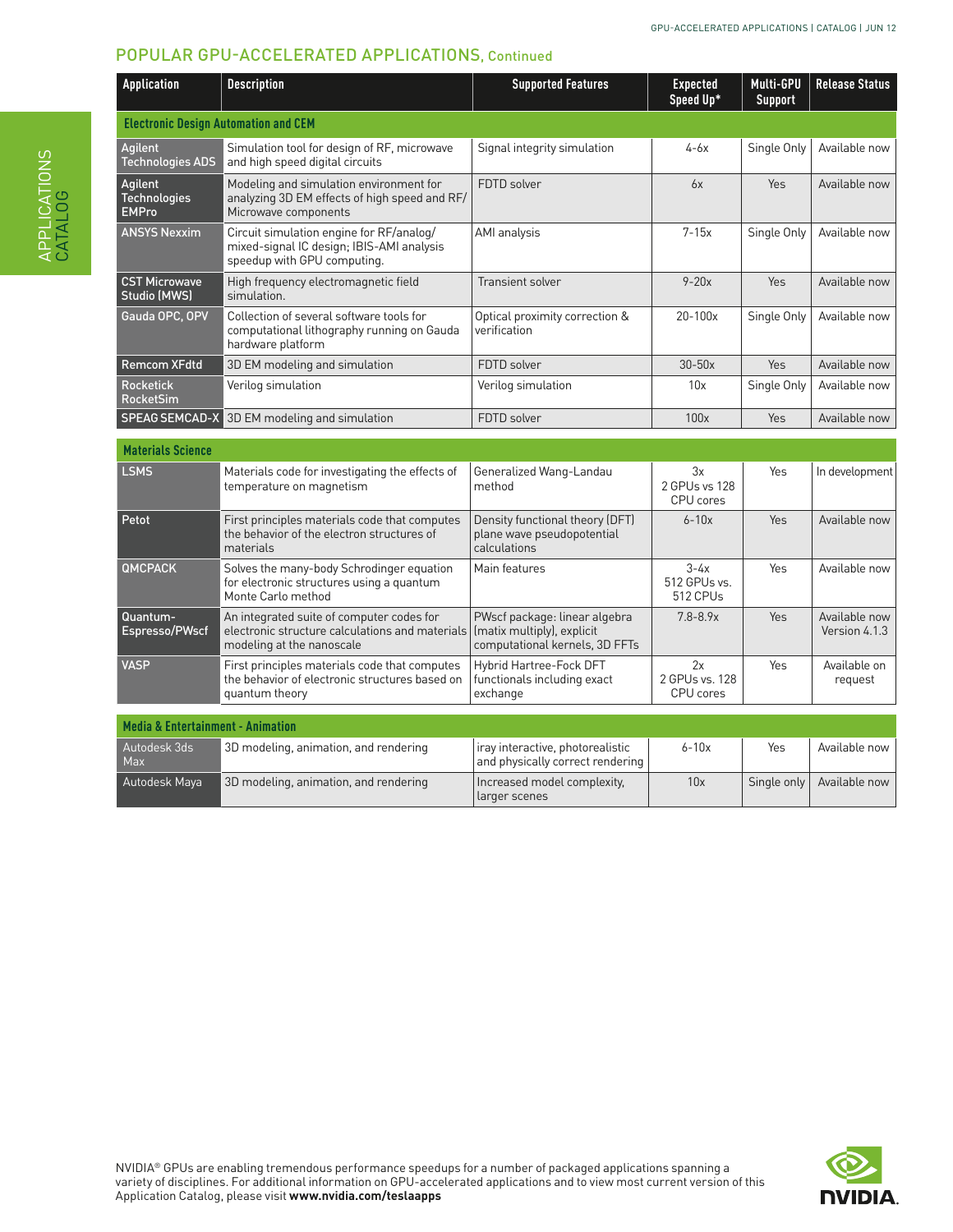## POPULAR GPU-ACCELERATED APPLICATIONS, Continued

| Application | Description | Supported Features | Expected Speed Up* | Multi-GPU Support | Release Status |
|---|---|---|---|---|---|
| **Electronic Design Automation and CEM** | | | | | |
| Agilent Technologies ADS | Simulation tool for design of RF, microwave and high speed digital circuits | Signal integrity simulation | 4-6x | Single Only | Available now |
| Agilent Technologies EMPro | Modeling and simulation environment for analyzing 3D EM effects of high speed and RF/Microwave components | FDTD solver | 6x | Yes | Available now |
| ANSYS Nexxim | Circuit simulation engine for RF/analog/mixed-signal IC design; IBIS-AMI analysis speedup with GPU computing. | AMI analysis | 7-15x | Single Only | Available now |
| CST Microwave Studio (MWS) | High frequency electromagnetic field simulation. | Transient solver | 9-20x | Yes | Available now |
| Gauda OPC, OPV | Collection of several software tools for computational lithography running on Gauda hardware platform | Optical proximity correction & verification | 20-100x | Single Only | Available now |
| Remcom XFdtd | 3D EM modeling and simulation | FDTD solver | 30-50x | Yes | Available now |
| Rocketick RocketSim | Verilog simulation | Verilog simulation | 10x | Single Only | Available now |
| SPEAG SEMCAD-X | 3D EM modeling and simulation | FDTD solver | 100x | Yes | Available now |
| **Materials Science** | | | | | |
| LSMS | Materials code for investigating the effects of temperature on magnetism | Generalized Wang-Landau method | 3x 2 GPUs vs 128 CPU cores | Yes | In development |
| Petot | First principles materials code that computes the behavior of the electron structures of materials | Density functional theory (DFT) plane wave pseudopotential calculations | 6-10x | Yes | Available now |
| QMCPACK | Solves the many-body Schrodinger equation for electronic structures using a quantum Monte Carlo method | Main features | 3-4x 512 GPUs vs. 512 CPUs | Yes | Available now |
| Quantum-Espresso/PWscf | An integrated suite of computer codes for electronic structure calculations and materials modeling at the nanoscale | PWscf package: linear algebra (matix multiply), explicit computational kernels, 3D FFTs | 7.8-8.9x | Yes | Available now Version 4.1.3 |
| VASP | First principles materials code that computes the behavior of electronic structures based on quantum theory | Hybrid Hartree-Fock DFT functionals including exact exchange | 2x 2 GPUs vs. 128 CPU cores | Yes | Available on request |
| **Media & Entertainment - Animation** | | | | | |
| Autodesk 3ds Max | 3D modeling, animation, and rendering | iray interactive, photorealistic and physically correct rendering | 6-10x | Yes | Available now |
| Autodesk Maya | 3D modeling, animation, and rendering | Increased model complexity, larger scenes | 10x | Single only | Available now |

NVIDIA® GPUs are enabling tremendous performance speedups for a number of packaged applications spanning a variety of disciplines. For additional information on GPU-accelerated applications and to view most current version of this Application Catalog, please visit **www.nvidia.com/teslaapps**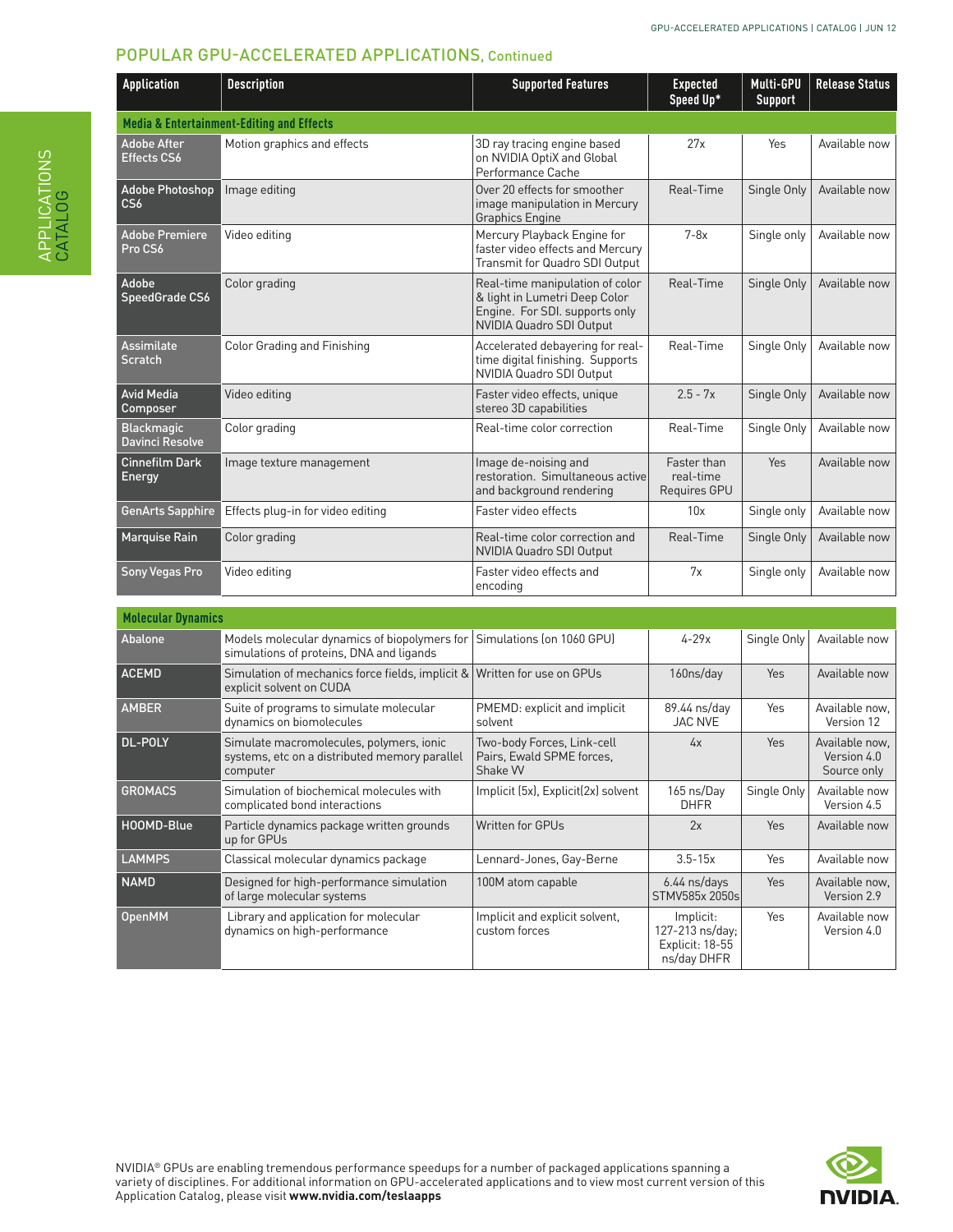## POPULAR GPU-ACCELERATED APPLICATIONS, Continued

| Application | Description | Supported Features | Expected Speed Up* | Multi-GPU Support | Release Status |
|---|---|---|---|---|---|
| **Media & Entertainment-Editing and Effects** | | | | | |
| Adobe After Effects CS6 | Motion graphics and effects | 3D ray tracing engine based on NVIDIA OptiX and Global Performance Cache | 27x | Yes | Available now |
| Adobe Photoshop CS6 | Image editing | Over 20 effects for smoother image manipulation in Mercury Graphics Engine | Real-Time | Single Only | Available now |
| Adobe Premiere Pro CS6 | Video editing | Mercury Playback Engine for faster video effects and Mercury Transmit for Quadro SDI Output | 7-8x | Single only | Available now |
| Adobe SpeedGrade CS6 | Color grading | Real-time manipulation of color & light in Lumetri Deep Color Engine. For SDI. supports only NVIDIA Quadro SDI Output | Real-Time | Single Only | Available now |
| Assimilate Scratch | Color Grading and Finishing | Accelerated debayering for real-time digital finishing. Supports NVIDIA Quadro SDI Output | Real-Time | Single Only | Available now |
| Avid Media Composer | Video editing | Faster video effects, unique stereo 3D capabilities | 2.5 - 7x | Single Only | Available now |
| Blackmagic Davinci Resolve | Color grading | Real-time color correction | Real-Time | Single Only | Available now |
| Cinnefilm Dark Energy | Image texture management | Image de-noising and restoration. Simultaneous active and background rendering | Faster than real-time Requires GPU | Yes | Available now |
| GenArts Sapphire | Effects plug-in for video editing | Faster video effects | 10x | Single only | Available now |
| Marquise Rain | Color grading | Real-time color correction and NVIDIA Quadro SDI Output | Real-Time | Single Only | Available now |
| Sony Vegas Pro | Video editing | Faster video effects and encoding | 7x | Single only | Available now |
| **Molecular Dynamics** | | | | | |
| Abalone | Models molecular dynamics of biopolymers for simulations of proteins, DNA and ligands | Simulations (on 1060 GPU) | 4-29x | Single Only | Available now |
| ACEMD | Simulation of mechanics force fields, implicit & explicit solvent on CUDA | Written for use on GPUs | 160ns/day | Yes | Available now |
| AMBER | Suite of programs to simulate molecular dynamics on biomolecules | PMEMD: explicit and implicit solvent | 89.44 ns/day JAC NVE | Yes | Available now, Version 12 |
| DL-POLY | Simulate macromolecules, polymers, ionic systems, etc on a distributed memory parallel computer | Two-body Forces, Link-cell Pairs, Ewald SPME forces, Shake VV | 4x | Yes | Available now, Version 4.0 Source only |
| GROMACS | Simulation of biochemical molecules with complicated bond interactions | Implicit (5x), Explicit(2x) solvent | 165 ns/Day DHFR | Single Only | Available now Version 4.5 |
| HOOMD-Blue | Particle dynamics package written grounds up for GPUs | Written for GPUs | 2x | Yes | Available now |
| LAMMPS | Classical molecular dynamics package | Lennard-Jones, Gay-Berne | 3.5-15x | Yes | Available now |
| NAMD | Designed for high-performance simulation of large molecular systems | 100M atom capable | 6.44 ns/days STMV585x 2050s | Yes | Available now, Version 2.9 |
| OpenMM | Library and application for molecular dynamics on high-performance | Implicit and explicit solvent, custom forces | Implicit: 127-213 ns/day; Explicit: 18-55 ns/day DHFR | Yes | Available now Version 4.0 |

NVIDIA® GPUs are enabling tremendous performance speedups for a number of packaged applications spanning a variety of disciplines. For additional information on GPU-accelerated applications and to view most current version of this Application Catalog, please visit **www.nvidia.com/teslaapps**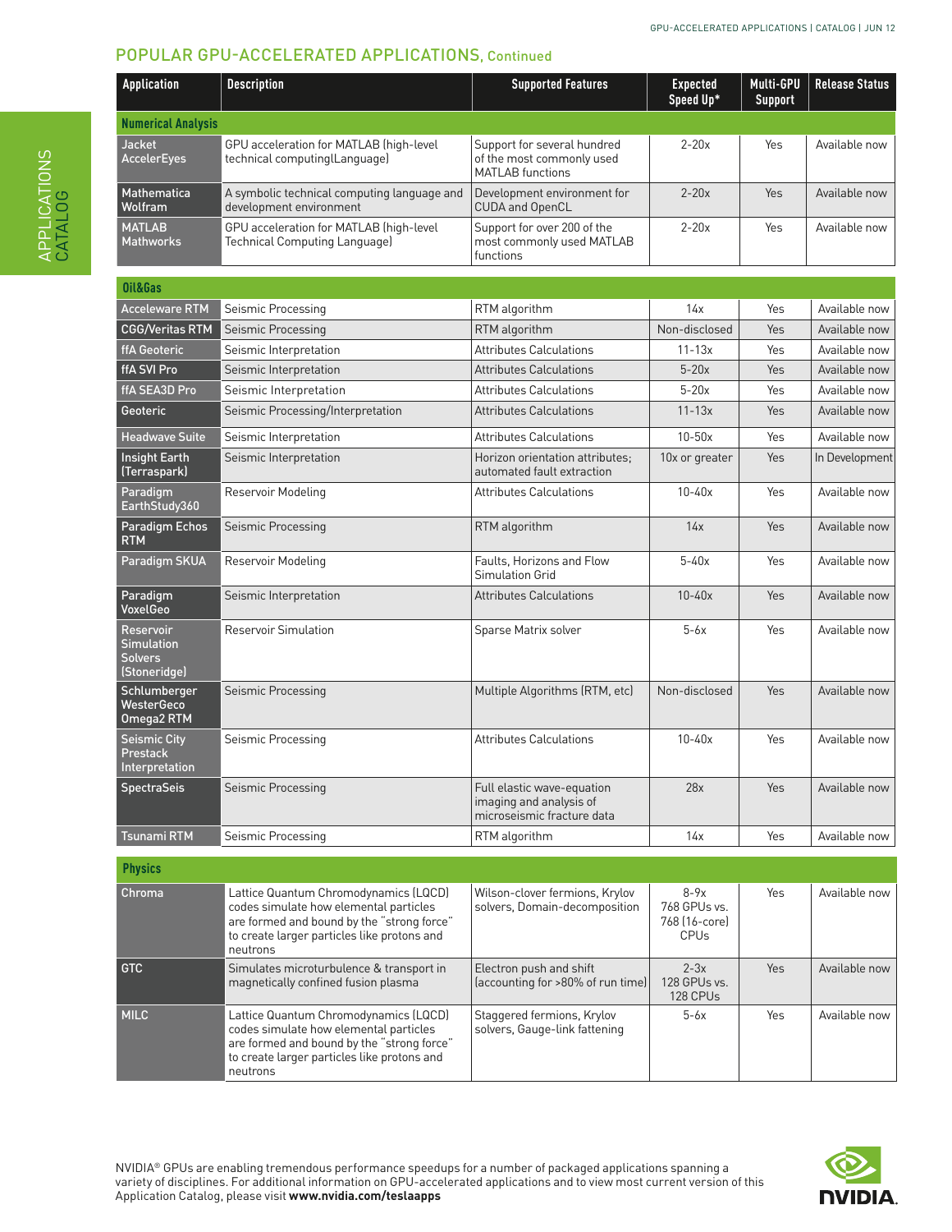## POPULAR GPU-ACCELERATED APPLICATIONS, Continued

| Application | Description | Supported Features | Expected Speed Up* | Multi-GPU Support | Release Status |
|---|---|---|---|---|---|
| **Numerical Analysis** | | | | | |
| Jacket AccelerEyes | GPU acceleration for MATLAB (high-level technical computing(Language) | Support for several hundred of the most commonly used MATLAB functions | 2-20x | Yes | Available now |
| Mathematica Wolfram | A symbolic technical computing language and development environment | Development environment for CUDA and OpenCL | 2-20x | Yes | Available now |
| MATLAB Mathworks | GPU acceleration for MATLAB (high-level Technical Computing Language) | Support for over 200 of the most commonly used MATLAB functions | 2-20x | Yes | Available now |
| **Oil&Gas** | | | | | |
| Acceleware RTM | Seismic Processing | RTM algorithm | 14x | Yes | Available now |
| CGG/Veritas RTM | Seismic Processing | RTM algorithm | Non-disclosed | Yes | Available now |
| ffA Geoteric | Seismic Interpretation | Attributes Calculations | 11-13x | Yes | Available now |
| ffA SVI Pro | Seismic Interpretation | Attributes Calculations | 5-20x | Yes | Available now |
| ffA SEA3D Pro | Seismic Interpretation | Attributes Calculations | 5-20x | Yes | Available now |
| Geoteric | Seismic Processing/Interpretation | Attributes Calculations | 11-13x | Yes | Available now |
| Headwave Suite | Seismic Interpretation | Attributes Calculations | 10-50x | Yes | Available now |
| Insight Earth (Terraspark) | Seismic Interpretation | Horizon orientation attributes; automated fault extraction | 10x or greater | Yes | In Development |
| Paradigm EarthStudy360 | Reservoir Modeling | Attributes Calculations | 10-40x | Yes | Available now |
| Paradigm Echos RTM | Seismic Processing | RTM algorithm | 14x | Yes | Available now |
| Paradigm SKUA | Reservoir Modeling | Faults, Horizons and Flow Simulation Grid | 5-40x | Yes | Available now |
| Paradigm VoxelGeo | Seismic Interpretation | Attributes Calculations | 10-40x | Yes | Available now |
| Reservoir Simulation Solvers (Stoneridge) | Reservoir Simulation | Sparse Matrix solver | 5-6x | Yes | Available now |
| Schlumberger WesterGeco Omega2 RTM | Seismic Processing | Multiple Algorithms (RTM, etc) | Non-disclosed | Yes | Available now |
| Seismic City Prestack Interpretation | Seismic Processing | Attributes Calculations | 10-40x | Yes | Available now |
| SpectraSeis | Seismic Processing | Full elastic wave-equation imaging and analysis of microseismic fracture data | 28x | Yes | Available now |
| Tsunami RTM | Seismic Processing | RTM algorithm | 14x | Yes | Available now |
| **Physics** | | | | | |
| Chroma | Lattice Quantum Chromodynamics (LQCD) codes simulate how elemental particles are formed and bound by the "strong force" to create larger particles like protons and neutrons | Wilson-clover fermions, Krylov solvers, Domain-decomposition | 8-9x 768 GPUs vs. 768 (16-core) CPUs | Yes | Available now |
| GTC | Simulates microturbulence & transport in magnetically confined fusion plasma | Electron push and shift (accounting for >80% of run time) | 2-3x 128 GPUs vs. 128 CPUs | Yes | Available now |
| MILC | Lattice Quantum Chromodynamics (LQCD) codes simulate how elemental particles are formed and bound by the "strong force" to create larger particles like protons and neutrons | Staggered fermions, Krylov solvers, Gauge-link fattening | 5-6x | Yes | Available now |

NVIDIA® GPUs are enabling tremendous performance speedups for a number of packaged applications spanning a variety of disciplines. For additional information on GPU-accelerated applications and to view most current version of this Application Catalog, please visit **www.nvidia.com/teslaapps**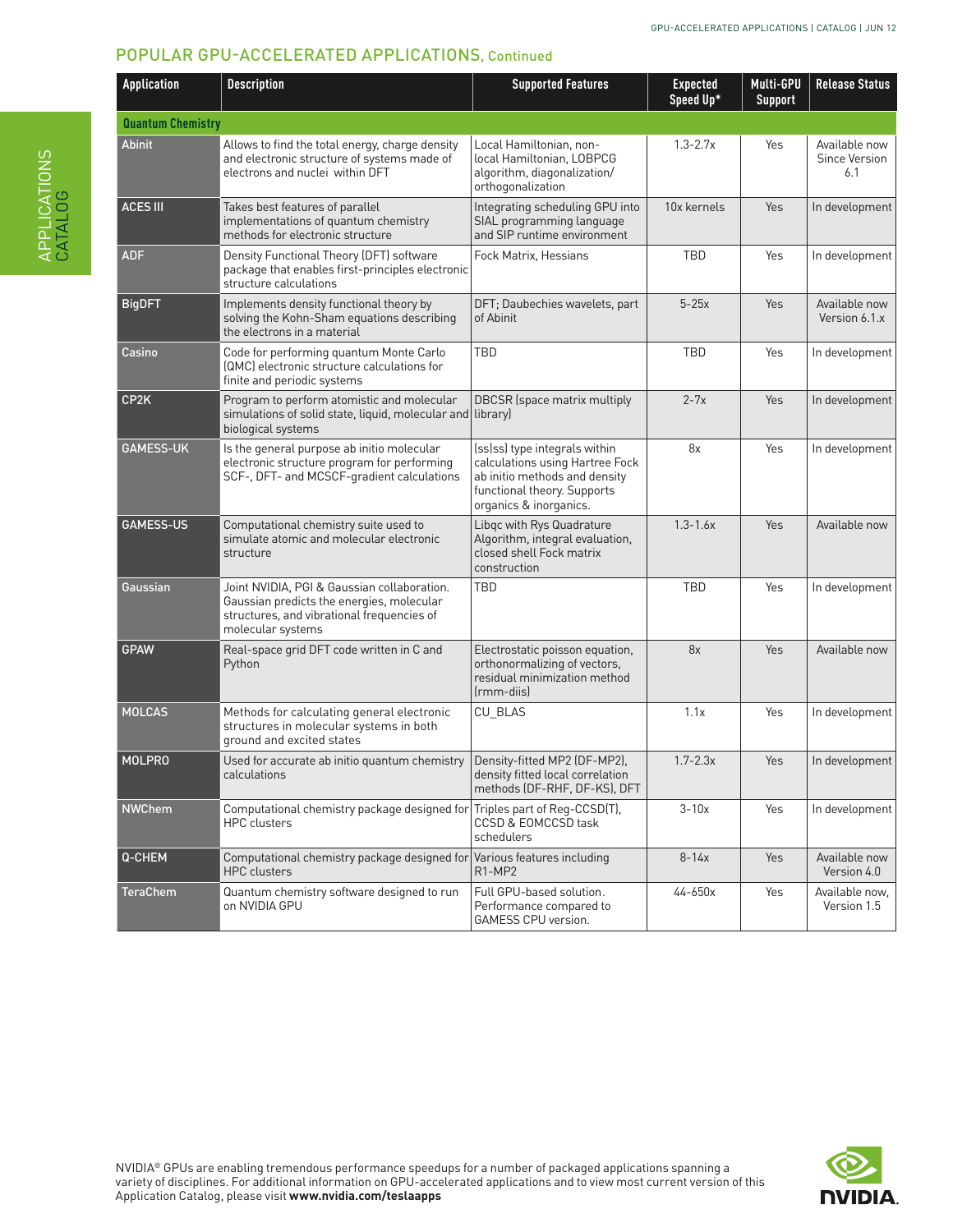## POPULAR GPU-ACCELERATED APPLICATIONS, Continued

| Application | Description | Supported Features | Expected Speed Up* | Multi-GPU Support | Release Status |
|---|---|---|---|---|---|
| **Quantum Chemistry** | | | | | |
| Abinit | Allows to find the total energy, charge density and electronic structure of systems made of electrons and nuclei within DFT | Local Hamiltonian, non-local Hamiltonian, LOBPCG algorithm, diagonalization/orthogonalization | 1.3-2.7x | Yes | Available now Since Version 6.1 |
| ACES III | Takes best features of parallel implementations of quantum chemistry methods for electronic structure | Integrating scheduling GPU into SIAL programming language and SIP runtime environment | 10x kernels | Yes | In development |
| ADF | Density Functional Theory (DFT) software package that enables first-principles electronic structure calculations | Fock Matrix, Hessians | TBD | Yes | In development |
| BigDFT | Implements density functional theory by solving the Kohn-Sham equations describing the electrons in a material | DFT; Daubechies wavelets, part of Abinit | 5-25x | Yes | Available now Version 6.1.x |
| Casino | Code for performing quantum Monte Carlo (QMC) electronic structure calculations for finite and periodic systems | TBD | TBD | Yes | In development |
| CP2K | Program to perform atomistic and molecular simulations of solid state, liquid, molecular and biological systems | DBCSR (space matrix multiply library) | 2-7x | Yes | In development |
| GAMESS-UK | Is the general purpose ab initio molecular electronic structure program for performing SCF-, DFT- and MCSCF-gradient calculations | (ss\|ss) type integrals within calculations using Hartree Fock ab initio methods and density functional theory. Supports organics & inorganics. | 8x | Yes | In development |
| GAMESS-US | Computational chemistry suite used to simulate atomic and molecular electronic structure | Libqc with Rys Quadrature Algorithm, integral evaluation, closed shell Fock matrix construction | 1.3-1.6x | Yes | Available now |
| Gaussian | Joint NVIDIA, PGI & Gaussian collaboration. Gaussian predicts the energies, molecular structures, and vibrational frequencies of molecular systems | TBD | TBD | Yes | In development |
| GPAW | Real-space grid DFT code written in C and Python | Electrostatic poisson equation, orthonormalizing of vectors, residual minimization method (rmm-diis) | 8x | Yes | Available now |
| MOLCAS | Methods for calculating general electronic structures in molecular systems in both ground and excited states | CU_BLAS | 1.1x | Yes | In development |
| MOLPRO | Used for accurate ab initio quantum chemistry calculations | Density-fitted MP2 (DF-MP2), density fitted local correlation methods (DF-RHF, DF-KS), DFT | 1.7-2.3x | Yes | In development |
| NWChem | Computational chemistry package designed for HPC clusters | Triples part of Reg-CCSD(T), CCSD & EOMCCSD task schedulers | 3-10x | Yes | In development |
| Q-CHEM | Computational chemistry package designed for HPC clusters | Various features including R1-MP2 | 8-14x | Yes | Available now Version 4.0 |
| TeraChem | Quantum chemistry software designed to run on NVIDIA GPU | Full GPU-based solution. Performance compared to GAMESS CPU version. | 44-650x | Yes | Available now, Version 1.5 |

NVIDIA® GPUs are enabling tremendous performance speedups for a number of packaged applications spanning a variety of disciplines. For additional information on GPU-accelerated applications and to view most current version of this Application Catalog, please visit **www.nvidia.com/teslaapps**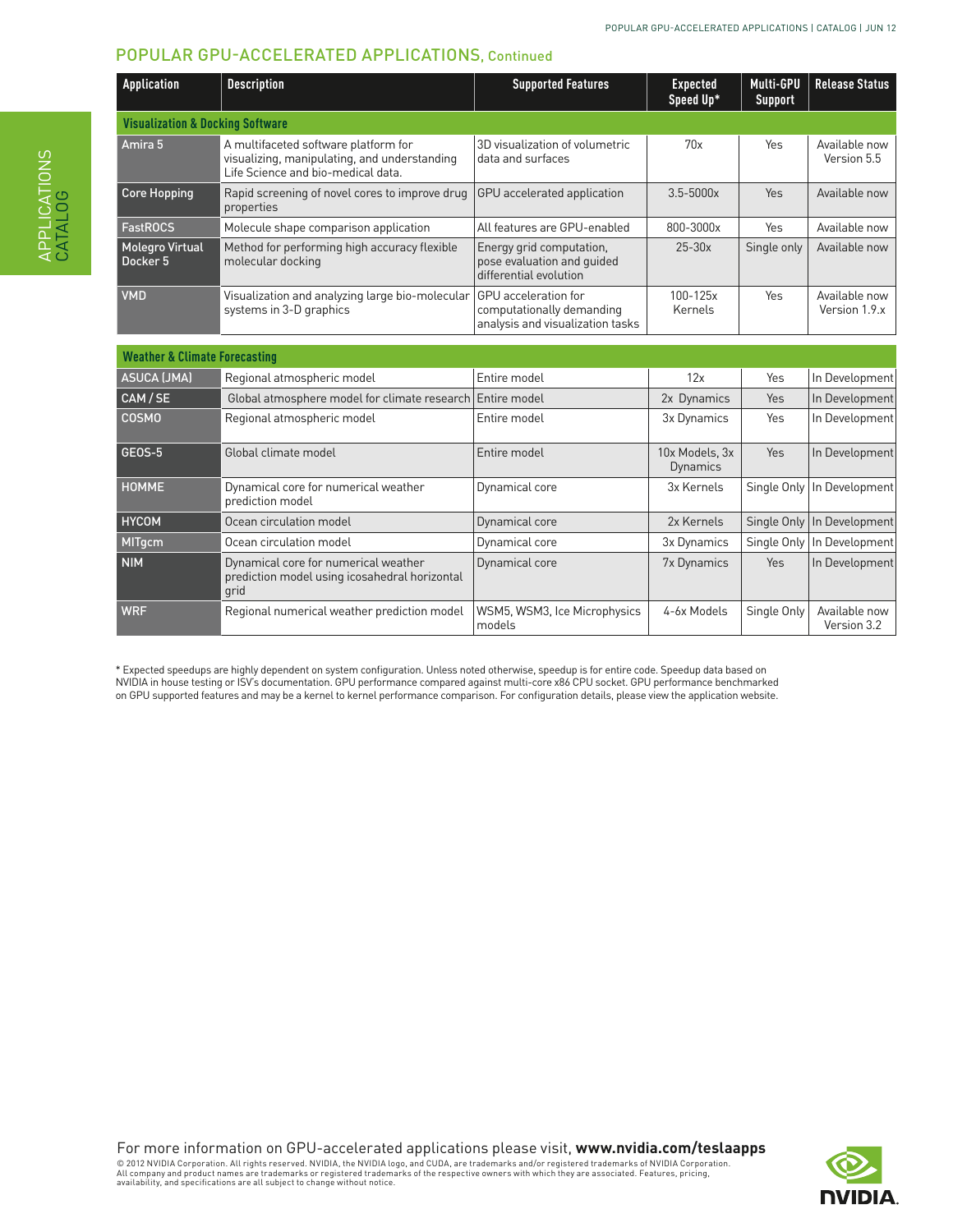## POPULAR GPU-ACCELERATED APPLICATIONS, Continued

| Application | Description | Supported Features | Expected Speed Up* | Multi-GPU Support | Release Status |
|---|---|---|---|---|---|
| **Visualization & Docking Software** | | | | | |
| Amira 5 | A multifaceted software platform for visualizing, manipulating, and understanding Life Science and bio-medical data. | 3D visualization of volumetric data and surfaces | 70x | Yes | Available now Version 5.5 |
| Core Hopping | Rapid screening of novel cores to improve drug properties | GPU accelerated application | 3.5-5000x | Yes | Available now |
| FastROCS | Molecule shape comparison application | All features are GPU-enabled | 800-3000x | Yes | Available now |
| Molegro Virtual Docker 5 | Method for performing high accuracy flexible molecular docking | Energy grid computation, pose evaluation and guided differential evolution | 25-30x | Single only | Available now |
| VMD | Visualization and analyzing large bio-molecular systems in 3-D graphics | GPU acceleration for computationally demanding analysis and visualization tasks | 100-125x Kernels | Yes | Available now Version 1.9.x |
| **Weather & Climate Forecasting** | | | | | |
| ASUCA (JMA) | Regional atmospheric model | Entire model | 12x | Yes | In Development |
| CAM / SE | Global atmosphere model for climate research | Entire model | 2x Dynamics | Yes | In Development |
| COSMO | Regional atmospheric model | Entire model | 3x Dynamics | Yes | In Development |
| GEOS-5 | Global climate model | Entire model | 10x Models, 3x Dynamics | Yes | In Development |
| HOMME | Dynamical core for numerical weather prediction model | Dynamical core | 3x Kernels | Single Only | In Development |
| HYCOM | Ocean circulation model | Dynamical core | 2x Kernels | Single Only | In Development |
| MITgcm | Ocean circulation model | Dynamical core | 3x Dynamics | Single Only | In Development |
| NIM | Dynamical core for numerical weather prediction model using icosahedral horizontal grid | Dynamical core | 7x Dynamics | Yes | In Development |
| WRF | Regional numerical weather prediction model | WSM5, WSM3, Ice Microphysics models | 4-6x Models | Single Only | Available now Version 3.2 |

* Expected speedups are highly dependent on system configuration. Unless noted otherwise, speedup is for entire code. Speedup data based on NVIDIA in house testing or ISV's documentation. GPU performance compared against multi-core x86 CPU socket. GPU performance benchmarked on GPU supported features and may be a kernel to kernel performance comparison. For configuration details, please view the application website.

For more information on GPU-accelerated applications please visit, **www.nvidia.com/teslaapps**

© 2012 NVIDIA Corporation. All rights reserved. NVIDIA, the NVIDIA logo, and CUDA, are trademarks and/or registered trademarks of NVIDIA Corporation. All company and product names are trademarks or registered trademarks of the respective owners with which they are associated. Features, pricing, availability, and specifications are all subject to change without notice.